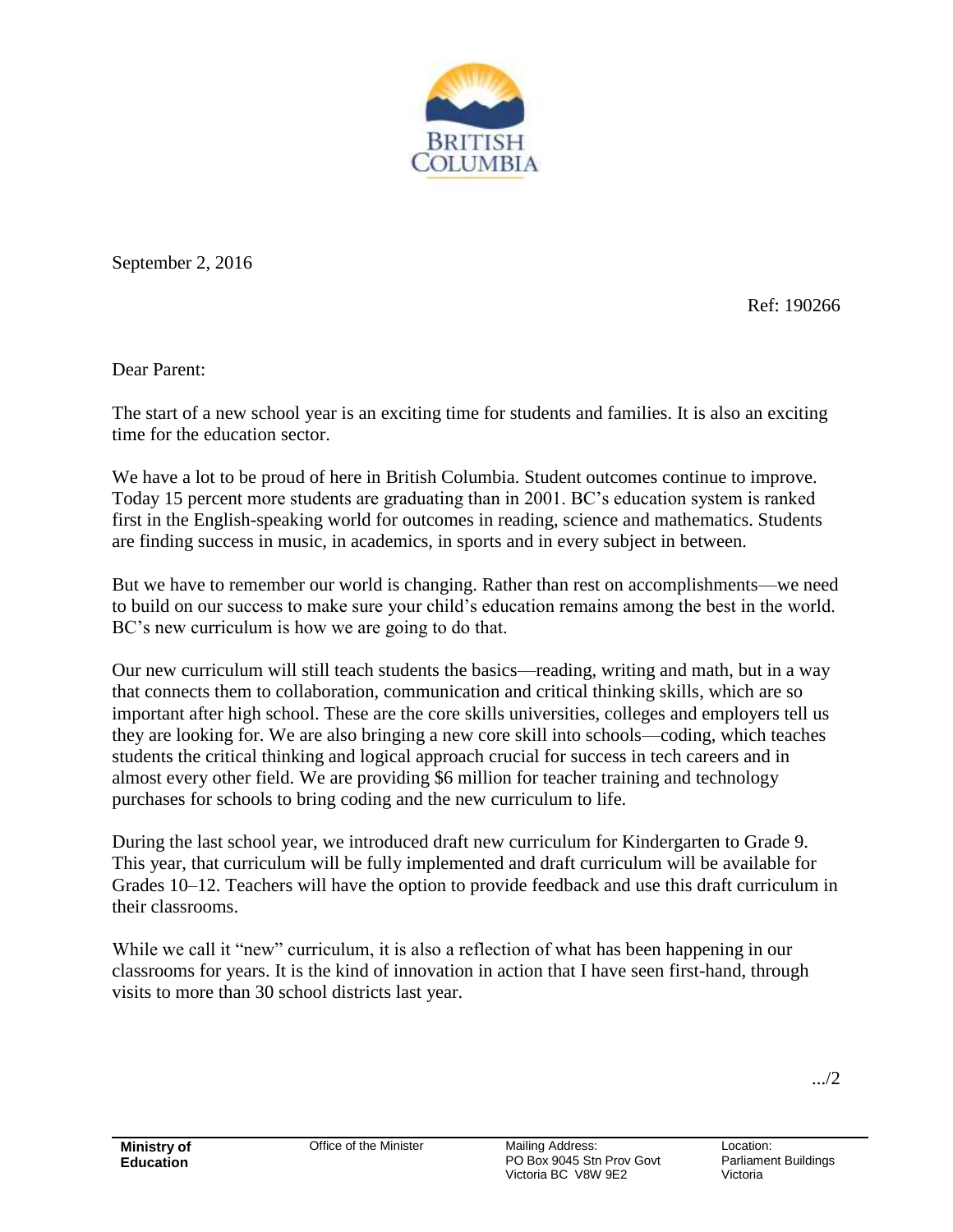September 2, 2016

Ref: 190266

Dear Parent:

The start of a new school year is an exciting time for students and families. It is also an exciting time for the education sector.

We have a lot to be proud of here in British Columbia. Student outcomes continue to improve. Today 15 percent more students are graduating than in 2001. BC's education system is ranked first in the English-speaking world for outcomes in reading, science and mathematics. Students are finding success in music, in academics, in sports and in every subject in between.

But we have to remember our world is changing. Rather than rest on accomplishments—we need to build on our success to make sure your child's education remains among the best in the world. BC's new curriculum is how we are going to do that.

Our new curriculum will still teach students the basics—reading, writing and math, but in a way that connects them to collaboration, communication and critical thinking skills, which are so important after high school. These are the core skills universities, colleges and employers tell us they are looking for. We are also bringing a new core skill into schools—coding, which teaches students the critical thinking and logical approach crucial for success in tech careers and in almost every other field. We are providing $6 million for teacher training and technology purchases for schools to bring coding and the new curriculum to life.

During the last school year, we introduced draft new curriculum for Kindergarten to Grade 9. This year, that curriculum will be fully implemented and draft curriculum will be available for Grades 10–12. Teachers will have the option to provide feedback and use this draft curriculum in their classrooms.

While we call it "new" curriculum, it is also a reflection of what has been happening in our classrooms for years. It is the kind of innovation in action that I have seen first-hand, through visits to more than 30 school districts last year.

.../2

**Ministry of Education** | Office of the Minister | Mailing Address: PO Box 9045 Stn Prov Govt Victoria BC V8W 9E2 | Location: Parliament Buildings Victoria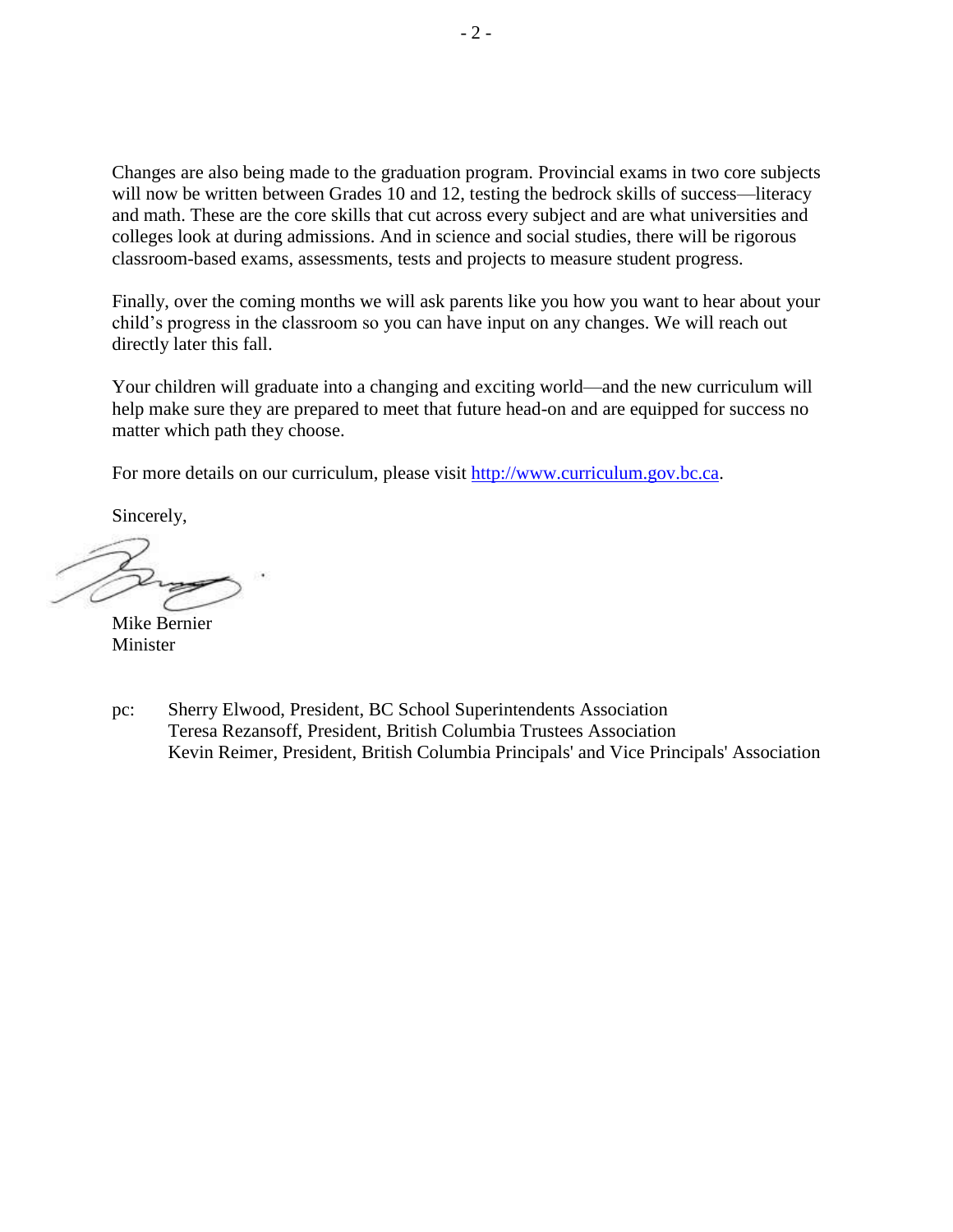Changes are also being made to the graduation program. Provincial exams in two core subjects will now be written between Grades 10 and 12, testing the bedrock skills of success—literacy and math. These are the core skills that cut across every subject and are what universities and colleges look at during admissions. And in science and social studies, there will be rigorous classroom-based exams, assessments, tests and projects to measure student progress.

Finally, over the coming months we will ask parents like you how you want to hear about your child's progress in the classroom so you can have input on any changes. We will reach out directly later this fall.

Your children will graduate into a changing and exciting world—and the new curriculum will help make sure they are prepared to meet that future head-on and are equipped for success no matter which path they choose.

For more details on our curriculum, please visit http://www.curriculum.gov.bc.ca.

Sincerely,

Mike Bernier
Minister

pc: Sherry Elwood, President, BC School Superintendents Association
Teresa Rezansoff, President, British Columbia Trustees Association
Kevin Reimer, President, British Columbia Principals' and Vice Principals' Association